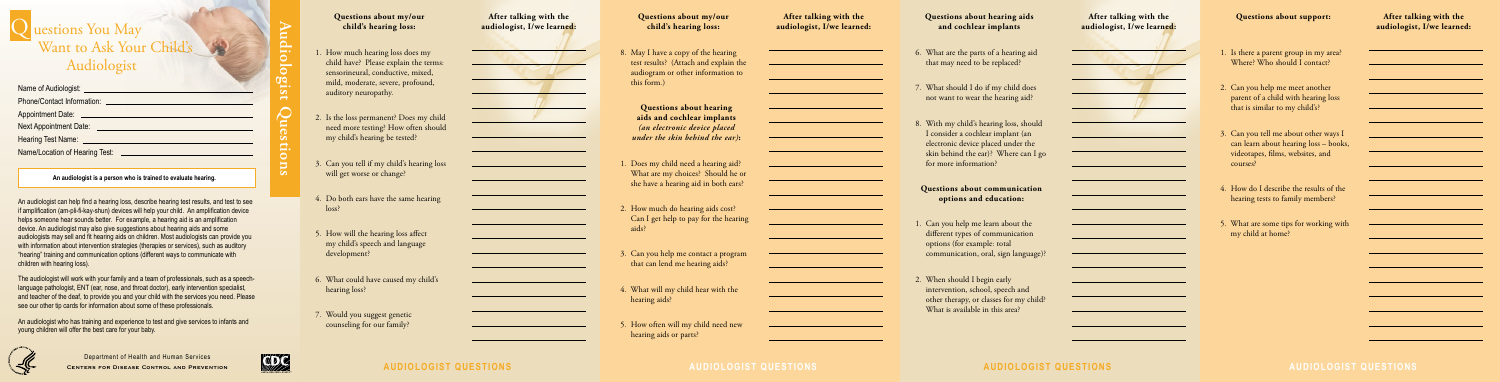# Questions You May Want to Ask Your Child's Audiologist

Name of Audiologist: \_\_\_\_\_\_\_\_\_\_\_\_\_\_\_\_\_\_\_\_

Phone/Contact Information: \_\_\_\_\_\_\_\_\_\_\_\_\_\_\_\_\_\_\_\_

Appointment Date: \_\_\_\_\_\_\_\_\_\_\_\_\_\_\_\_\_\_\_\_

Next Appointment Date: \_\_\_\_\_\_\_\_\_\_\_\_\_\_\_\_\_\_\_\_

Hearing Test Name: \_\_\_\_\_\_\_\_\_\_\_\_\_\_\_\_\_\_\_\_

Name/Location of Hearing Test: \_\_\_\_\_\_\_\_\_\_\_\_\_\_\_\_\_\_\_\_

**An audiologist is a person who is trained to evaluate hearing.**

An audiologist can help find a hearing loss, describe hearing test results, and test to see if amplification (am-pli-fi-kay-shun) devices will help your child. An amplification device helps someone hear sounds better. For example, a hearing aid is an amplification device. An audiologist may also give suggestions about hearing aids and some audiologists may sell and fit hearing aids on children. Most audiologists can provide you with information about intervention strategies (therapies or services), such as auditory "hearing" training and communication options (different ways to communicate with children with hearing loss).

The audiologist will work with your family and a team of professionals, such as a speech-language pathologist, ENT (ear, nose, and throat doctor), early intervention specialist, and teacher of the deaf, to provide you and your child with the services you need. Please see our other tip cards for information about some of these professionals.

An audiologist who has training and experience to test and give services to infants and young children will offer the best care for your baby.

Department of Health and Human Services
Centers for Disease Control and Prevention

# Audiologist Questions

## Questions about my/our child's hearing loss:

1. How much hearing loss does my child have? Please explain the terms: sensorineural, conductive, mixed, mild, moderate, severe, profound, auditory neuropathy.
2. Is the loss permanent? Does my child need more testing? How often should my child's hearing be tested?
3. Can you tell if my child's hearing loss will get worse or change?
4. Do both ears have the same hearing loss?
5. How will the hearing loss affect my child's speech and language development?
6. What could have caused my child's hearing loss?
7. Would you suggest genetic counseling for our family?
8. May I have a copy of the hearing test results? (Attach and explain the audiogram or other information to this form.)

After talking with the audiologist, I/we learned:

## Questions about hearing aids and cochlear implants *(an electronic device placed under the skin behind the ear)*:

1. Does my child need a hearing aid? What are my choices? Should he or she have a hearing aid in both ears?
2. How much do hearing aids cost? Can I get help to pay for the hearing aids?
3. Can you help me contact a program that can lend me hearing aids?
4. What will my child hear with the hearing aids?
5. How often will my child need new hearing aids or parts?
6. What are the parts of a hearing aid that may need to be replaced?
7. What should I do if my child does not want to wear the hearing aid?
8. With my child's hearing loss, should I consider a cochlear implant (an electronic device placed under the skin behind the ear)? Where can I go for more information?

After talking with the audiologist, I/we learned:

## Questions about communication options and education:

1. Can you help me learn about the different types of communication options (for example: total communication, oral, sign language)?
2. When should I begin early intervention, school, speech and other therapy, or classes for my child? What is available in this area?

After talking with the audiologist, I/we learned:

## Questions about support:

1. Is there a parent group in my area? Where? Who should I contact?
2. Can you help me meet another parent of a child with hearing loss that is similar to my child's?
3. Can you tell me about other ways I can learn about hearing loss – books, videotapes, films, websites, and courses?
4. How do I describe the results of the hearing tests to family members?
5. What are some tips for working with my child at home?

After talking with the audiologist, I/we learned:

AUDIOLOGIST QUESTIONS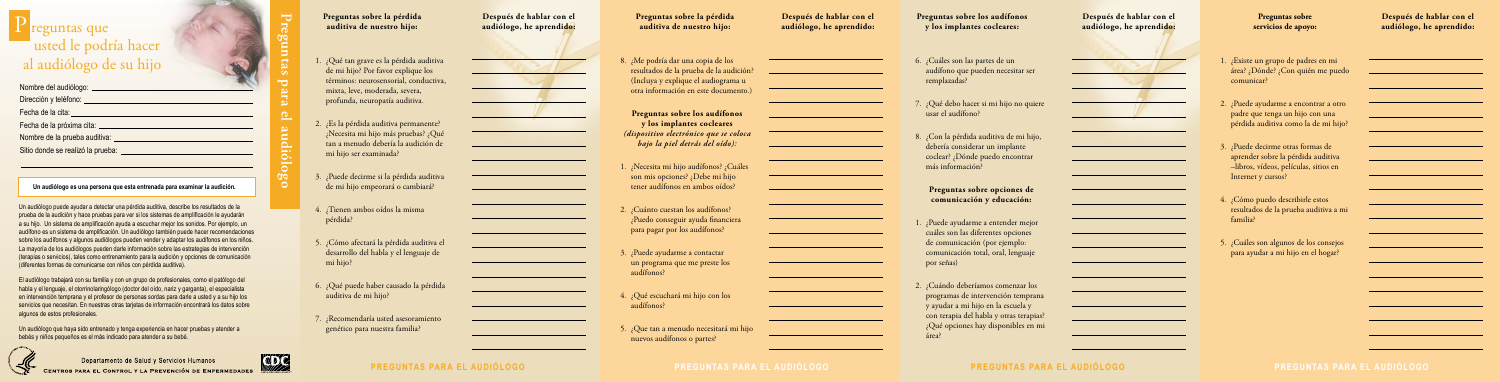# Preguntas que usted le podría hacer al audiólogo de su hijo

Nombre del audiólogo: 

Dirección y teléfono: 

Fecha de la cita: 

Fecha de la próxima cita: 

Nombre de la prueba auditiva: 

Sitio donde se realizó la prueba: 

**Un audiólogo es una persona que esta entrenada para examinar la audición.**

Un audiólogo puede ayudar a detectar una pérdida auditiva, describe los resultados de la prueba de la audición y hace pruebas para ver si los sistemas de amplificación le ayudarán a su hijo. Un sistema de amplificación ayuda a escuchar mejor los sonidos. Por ejemplo, un audífono es un sistema de amplificación. Un audiólogo también puede hacer recomendaciones sobre los audífonos y algunos audiólogos pueden vender y adaptar los audífonos en los niños. La mayoría de los audiólogos pueden darle información sobre las estrategias de intervención (terapias o servicios), tales como entrenamiento para la audición y opciones de comunicación (diferentes formas de comunicarse con niños con pérdida auditiva).

El audiólogo trabajará con su familia y con un grupo de profesionales, como el patólogo del habla y el lenguaje, el otorrinolaringólogo (doctor del oído, nariz y garganta), el especialista en intervención temprana y el profesor de personas sordas para darle a usted y a su hijo los servicios que necesitan. En nuestras otras tarjetas de información encontrará los datos sobre algunos de estos profesionales.

Un audiólogo que haya sido entrenado y tenga experiencia en hacer pruebas y atender a bebés y niños pequeños es el más indicado para atender a su bebé.

Departamento de Salud y Servicios Humanos
Centros para el Control y la Prevención de Enfermedades

## Preguntas para el audiólogo

### Preguntas sobre la pérdida auditiva de nuestro hijo:

*Después de hablar con el audiólogo, he aprendido:*

1. ¿Qué tan grave es la pérdida auditiva de mi hijo? Por favor explique los términos: neurosensorial, conductiva, mixta, leve, moderada, severa, profunda, neuropatía auditiva.
2. ¿Es la pérdida auditiva permanente? ¿Necesita mi hijo más pruebas? ¿Qué tan a menudo debería la audición de mi hijo ser examinada?
3. ¿Puede decirme si la pérdida auditiva de mi hijo empeorará o cambiará?
4. ¿Tienen ambos oídos la misma pérdida?
5. ¿Cómo afectará la pérdida auditiva el desarrollo del habla y el lenguaje de mi hijo?
6. ¿Qué puede haber causado la pérdida auditiva de mi hijo?
7. ¿Recomendaría usted asesoramiento genético para nuestra familia?
8. ¿Me podría dar una copia de los resultados de la prueba de la audición? (Incluya y explique el audiograma u otra información en este documento.)

### Preguntas sobre los audífonos y los implantes cocleares *(dispositivo electrónico que se coloca bajo la piel detrás del oído)*:

*Después de hablar con el audiólogo, he aprendido:*

1. ¿Necesita mi hijo audífonos? ¿Cuáles son mis opciones? ¿Debe mi hijo tener audífonos en ambos oídos?
2. ¿Cuánto cuestan los audífonos? ¿Puedo conseguir ayuda financiera para pagar por los audífonos?
3. ¿Puede ayudarme a contactar un programa que me preste los audífonos?
4. ¿Qué escuchará mi hijo con los audífonos?
5. ¿Que tan a menudo necesitará mi hijo nuevos audífonos o partes?
6. ¿Cuáles son las partes de un audífono que pueden necesitar ser remplazadas?
7. ¿Qué debo hacer si mi hijo no quiere usar el audífono?
8. ¿Con la pérdida auditiva de mi hijo, debería considerar un implante coclear? ¿Dónde puedo encontrar más información?

### Preguntas sobre opciones de comunicación y educación:

1. ¿Puede ayudarme a entender mejor cuáles son las diferentes opciones de comunicación (por ejemplo: comunicación total, oral, lenguaje por señas)
2. ¿Cuándo deberíamos comenzar los programas de intervención temprana y ayudar a mi hijo en la escuela y con terapia del habla y otras terapias? ¿Qué opciones hay disponibles en mi área?

### Preguntas sobre servicios de apoyo:

*Después de hablar con el audiólogo, he aprendido:*

1. ¿Existe un grupo de padres en mi área? ¿Dónde? ¿Con quién me puedo comunicar?
2. ¿Puede ayudarme a encontrar a otro padre que tenga un hijo con una pérdida auditiva como la de mi hijo?
3. ¿Puede decirme otras formas de aprender sobre la pérdida auditiva –libros, videos, películas, sitios en Internet y cursos?
4. ¿Cómo puedo describirle estos resultados de la prueba auditiva a mi familia?
5. ¿Cuáles son algunos de los consejos para ayudar a mi hijo en el hogar?